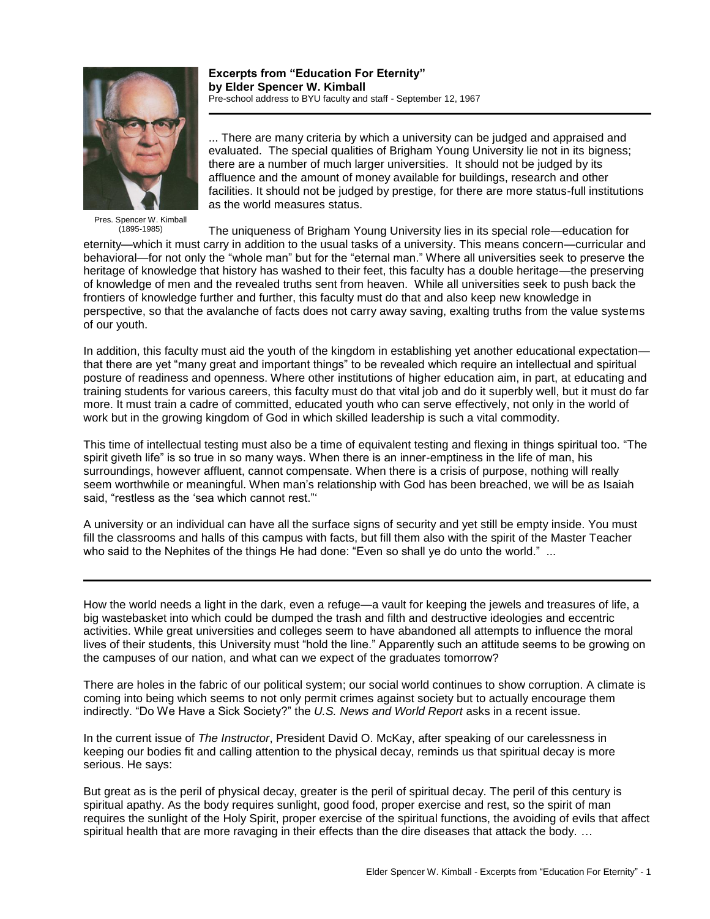**Excerpts from "Education For Eternity"**
**by Elder Spencer W. Kimball**
Pre-school address to BYU faculty and staff - September 12, 1967

Pres. Spencer W. Kimball
(1895-1985)

---

... There are many criteria by which a university can be judged and appraised and evaluated. The special qualities of Brigham Young University lie not in its bigness; there are a number of much larger universities. It should not be judged by its affluence and the amount of money available for buildings, research and other facilities. It should not be judged by prestige, for there are more status-full institutions as the world measures status.

The uniqueness of Brigham Young University lies in its special role—education for eternity—which it must carry in addition to the usual tasks of a university. This means concern—curricular and behavioral—for not only the "whole man" but for the "eternal man." Where all universities seek to preserve the heritage of knowledge that history has washed to their feet, this faculty has a double heritage—the preserving of knowledge of men and the revealed truths sent from heaven. While all universities seek to push back the frontiers of knowledge further and further, this faculty must do that and also keep new knowledge in perspective, so that the avalanche of facts does not carry away saving, exalting truths from the value systems of our youth.

In addition, this faculty must aid the youth of the kingdom in establishing yet another educational expectation—that there are yet "many great and important things" to be revealed which require an intellectual and spiritual posture of readiness and openness. Where other institutions of higher education aim, in part, at educating and training students for various careers, this faculty must do that vital job and do it superbly well, but it must do far more. It must train a cadre of committed, educated youth who can serve effectively, not only in the world of work but in the growing kingdom of God in which skilled leadership is such a vital commodity.

This time of intellectual testing must also be a time of equivalent testing and flexing in things spiritual too. "The spirit giveth life" is so true in so many ways. When there is an inner-emptiness in the life of man, his surroundings, however affluent, cannot compensate. When there is a crisis of purpose, nothing will really seem worthwhile or meaningful. When man's relationship with God has been breached, we will be as Isaiah said, "restless as the 'sea which cannot rest."'

A university or an individual can have all the surface signs of security and yet still be empty inside. You must fill the classrooms and halls of this campus with facts, but fill them also with the spirit of the Master Teacher who said to the Nephites of the things He had done: "Even so shall ye do unto the world." ...

---

How the world needs a light in the dark, even a refuge—a vault for keeping the jewels and treasures of life, a big wastebasket into which could be dumped the trash and filth and destructive ideologies and eccentric activities. While great universities and colleges seem to have abandoned all attempts to influence the moral lives of their students, this University must "hold the line." Apparently such an attitude seems to be growing on the campuses of our nation, and what can we expect of the graduates tomorrow?

There are holes in the fabric of our political system; our social world continues to show corruption. A climate is coming into being which seems to not only permit crimes against society but to actually encourage them indirectly. "Do We Have a Sick Society?" the *U.S. News and World Report* asks in a recent issue.

In the current issue of *The Instructor*, President David O. McKay, after speaking of our carelessness in keeping our bodies fit and calling attention to the physical decay, reminds us that spiritual decay is more serious. He says:

But great as is the peril of physical decay, greater is the peril of spiritual decay. The peril of this century is spiritual apathy. As the body requires sunlight, good food, proper exercise and rest, so the spirit of man requires the sunlight of the Holy Spirit, proper exercise of the spiritual functions, the avoiding of evils that affect spiritual health that are more ravaging in their effects than the dire diseases that attack the body. …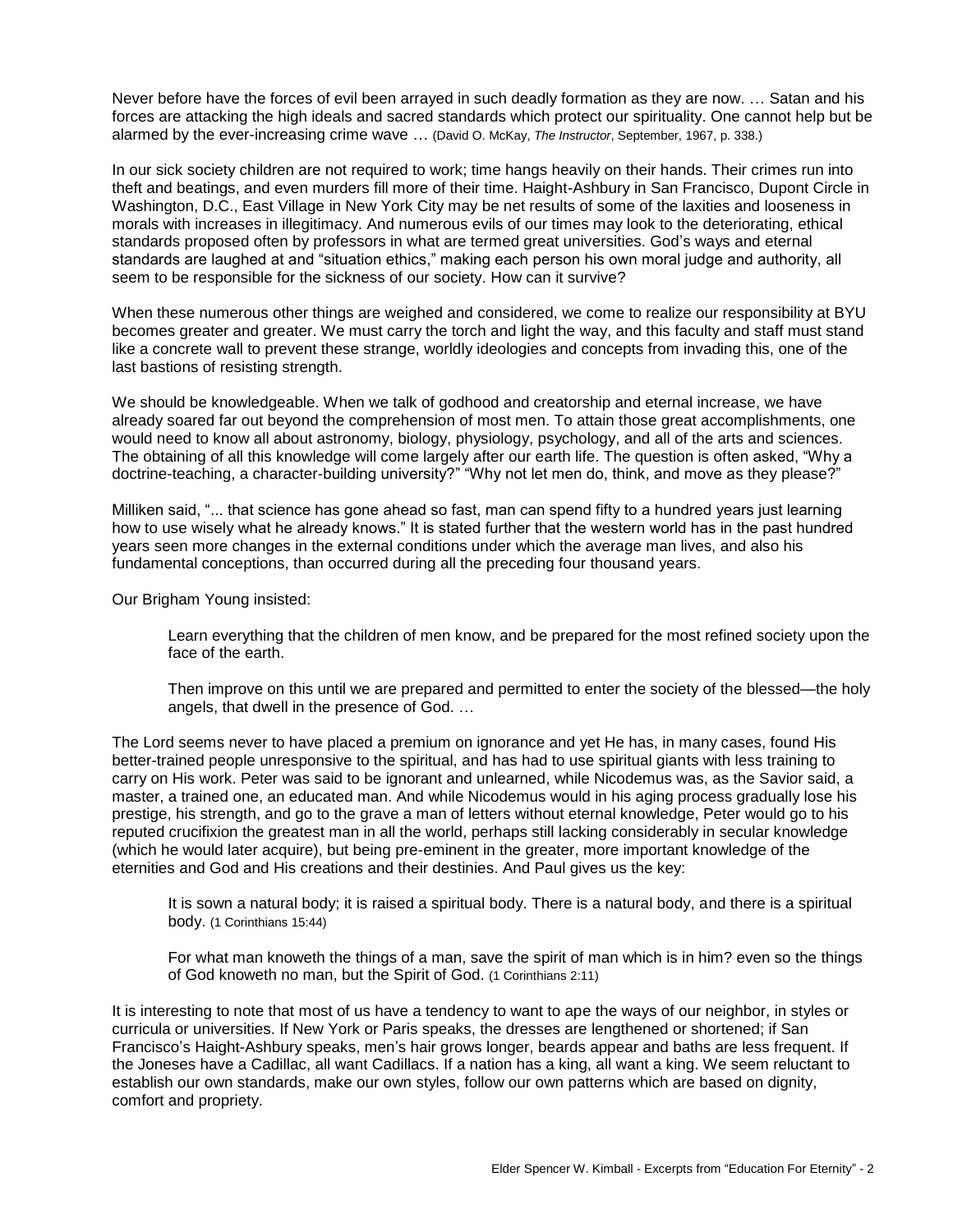Never before have the forces of evil been arrayed in such deadly formation as they are now. … Satan and his forces are attacking the high ideals and sacred standards which protect our spirituality. One cannot help but be alarmed by the ever-increasing crime wave … (David O. McKay, *The Instructor*, September, 1967, p. 338.)

In our sick society children are not required to work; time hangs heavily on their hands. Their crimes run into theft and beatings, and even murders fill more of their time. Haight-Ashbury in San Francisco, Dupont Circle in Washington, D.C., East Village in New York City may be net results of some of the laxities and looseness in morals with increases in illegitimacy. And numerous evils of our times may look to the deteriorating, ethical standards proposed often by professors in what are termed great universities. God's ways and eternal standards are laughed at and "situation ethics," making each person his own moral judge and authority, all seem to be responsible for the sickness of our society. How can it survive?

When these numerous other things are weighed and considered, we come to realize our responsibility at BYU becomes greater and greater. We must carry the torch and light the way, and this faculty and staff must stand like a concrete wall to prevent these strange, worldly ideologies and concepts from invading this, one of the last bastions of resisting strength.

We should be knowledgeable. When we talk of godhood and creatorship and eternal increase, we have already soared far out beyond the comprehension of most men. To attain those great accomplishments, one would need to know all about astronomy, biology, physiology, psychology, and all of the arts and sciences. The obtaining of all this knowledge will come largely after our earth life. The question is often asked, "Why a doctrine-teaching, a character-building university?" "Why not let men do, think, and move as they please?"

Milliken said, "... that science has gone ahead so fast, man can spend fifty to a hundred years just learning how to use wisely what he already knows." It is stated further that the western world has in the past hundred years seen more changes in the external conditions under which the average man lives, and also his fundamental conceptions, than occurred during all the preceding four thousand years.

Our Brigham Young insisted:

> Learn everything that the children of men know, and be prepared for the most refined society upon the face of the earth.
>
> Then improve on this until we are prepared and permitted to enter the society of the blessed—the holy angels, that dwell in the presence of God. …

The Lord seems never to have placed a premium on ignorance and yet He has, in many cases, found His better-trained people unresponsive to the spiritual, and has had to use spiritual giants with less training to carry on His work. Peter was said to be ignorant and unlearned, while Nicodemus was, as the Savior said, a master, a trained one, an educated man. And while Nicodemus would in his aging process gradually lose his prestige, his strength, and go to the grave a man of letters without eternal knowledge, Peter would go to his reputed crucifixion the greatest man in all the world, perhaps still lacking considerably in secular knowledge (which he would later acquire), but being pre-eminent in the greater, more important knowledge of the eternities and God and His creations and their destinies. And Paul gives us the key:

> It is sown a natural body; it is raised a spiritual body. There is a natural body, and there is a spiritual body. (1 Corinthians 15:44)
>
> For what man knoweth the things of a man, save the spirit of man which is in him? even so the things of God knoweth no man, but the Spirit of God. (1 Corinthians 2:11)

It is interesting to note that most of us have a tendency to want to ape the ways of our neighbor, in styles or curricula or universities. If New York or Paris speaks, the dresses are lengthened or shortened; if San Francisco's Haight-Ashbury speaks, men's hair grows longer, beards appear and baths are less frequent. If the Joneses have a Cadillac, all want Cadillacs. If a nation has a king, all want a king. We seem reluctant to establish our own standards, make our own styles, follow our own patterns which are based on dignity, comfort and propriety.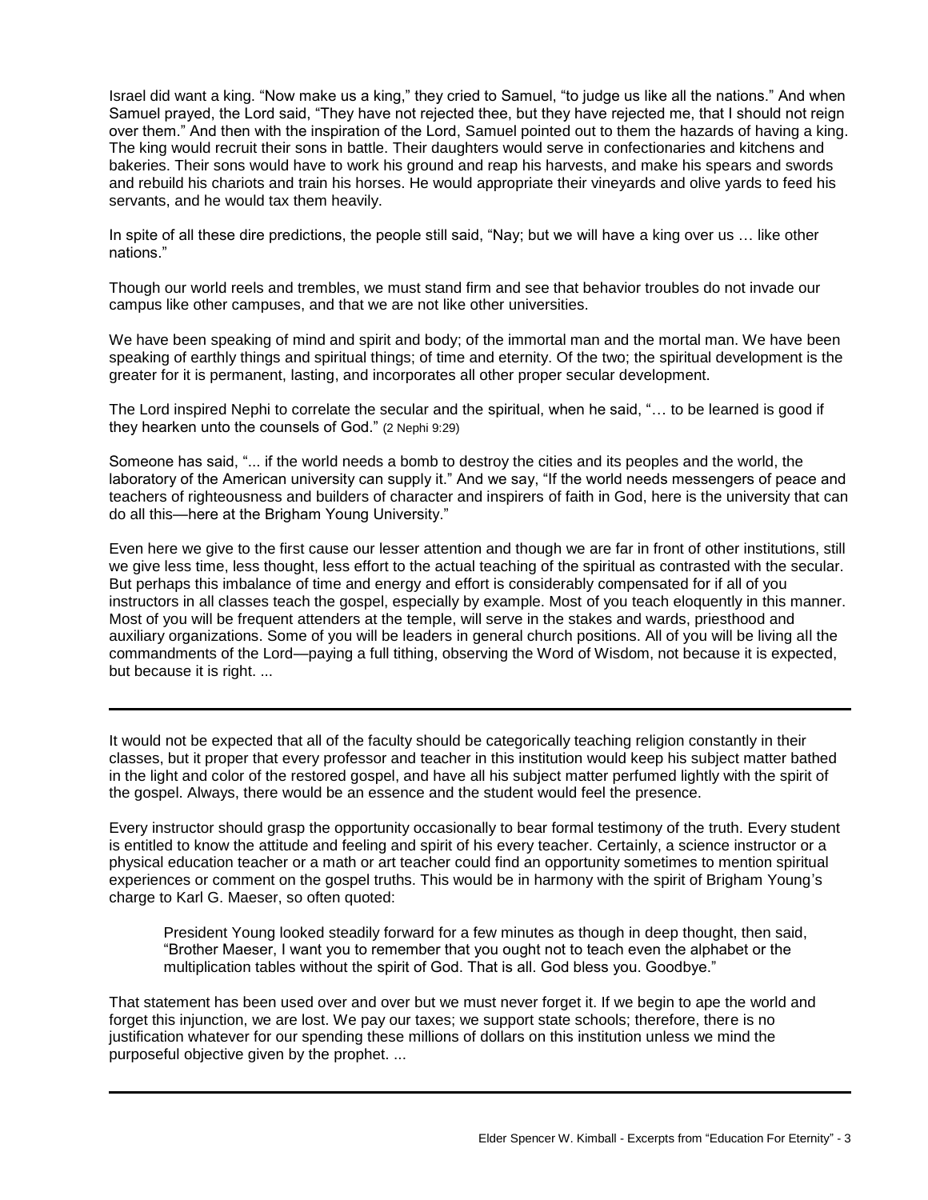Israel did want a king. “Now make us a king,” they cried to Samuel, “to judge us like all the nations.” And when Samuel prayed, the Lord said, “They have not rejected thee, but they have rejected me, that I should not reign over them.” And then with the inspiration of the Lord, Samuel pointed out to them the hazards of having a king. The king would recruit their sons in battle. Their daughters would serve in confectionaries and kitchens and bakeries. Their sons would have to work his ground and reap his harvests, and make his spears and swords and rebuild his chariots and train his horses. He would appropriate their vineyards and olive yards to feed his servants, and he would tax them heavily.

In spite of all these dire predictions, the people still said, “Nay; but we will have a king over us … like other nations.”

Though our world reels and trembles, we must stand firm and see that behavior troubles do not invade our campus like other campuses, and that we are not like other universities.

We have been speaking of mind and spirit and body; of the immortal man and the mortal man. We have been speaking of earthly things and spiritual things; of time and eternity. Of the two; the spiritual development is the greater for it is permanent, lasting, and incorporates all other proper secular development.

The Lord inspired Nephi to correlate the secular and the spiritual, when he said, “… to be learned is good if they hearken unto the counsels of God.” (2 Nephi 9:29)

Someone has said, “... if the world needs a bomb to destroy the cities and its peoples and the world, the laboratory of the American university can supply it.” And we say, “If the world needs messengers of peace and teachers of righteousness and builders of character and inspirers of faith in God, here is the university that can do all this—here at the Brigham Young University.”

Even here we give to the first cause our lesser attention and though we are far in front of other institutions, still we give less time, less thought, less effort to the actual teaching of the spiritual as contrasted with the secular. But perhaps this imbalance of time and energy and effort is considerably compensated for if all of you instructors in all classes teach the gospel, especially by example. Most of you teach eloquently in this manner. Most of you will be frequent attenders at the temple, will serve in the stakes and wards, priesthood and auxiliary organizations. Some of you will be leaders in general church positions. All of you will be living all the commandments of the Lord—paying a full tithing, observing the Word of Wisdom, not because it is expected, but because it is right. ...

---

It would not be expected that all of the faculty should be categorically teaching religion constantly in their classes, but it proper that every professor and teacher in this institution would keep his subject matter bathed in the light and color of the restored gospel, and have all his subject matter perfumed lightly with the spirit of the gospel. Always, there would be an essence and the student would feel the presence.

Every instructor should grasp the opportunity occasionally to bear formal testimony of the truth. Every student is entitled to know the attitude and feeling and spirit of his every teacher. Certainly, a science instructor or a physical education teacher or a math or art teacher could find an opportunity sometimes to mention spiritual experiences or comment on the gospel truths. This would be in harmony with the spirit of Brigham Young’s charge to Karl G. Maeser, so often quoted:

> President Young looked steadily forward for a few minutes as though in deep thought, then said, “Brother Maeser, I want you to remember that you ought not to teach even the alphabet or the multiplication tables without the spirit of God. That is all. God bless you. Goodbye.”

That statement has been used over and over but we must never forget it. If we begin to ape the world and forget this injunction, we are lost. We pay our taxes; we support state schools; therefore, there is no justification whatever for our spending these millions of dollars on this institution unless we mind the purposeful objective given by the prophet. ...

---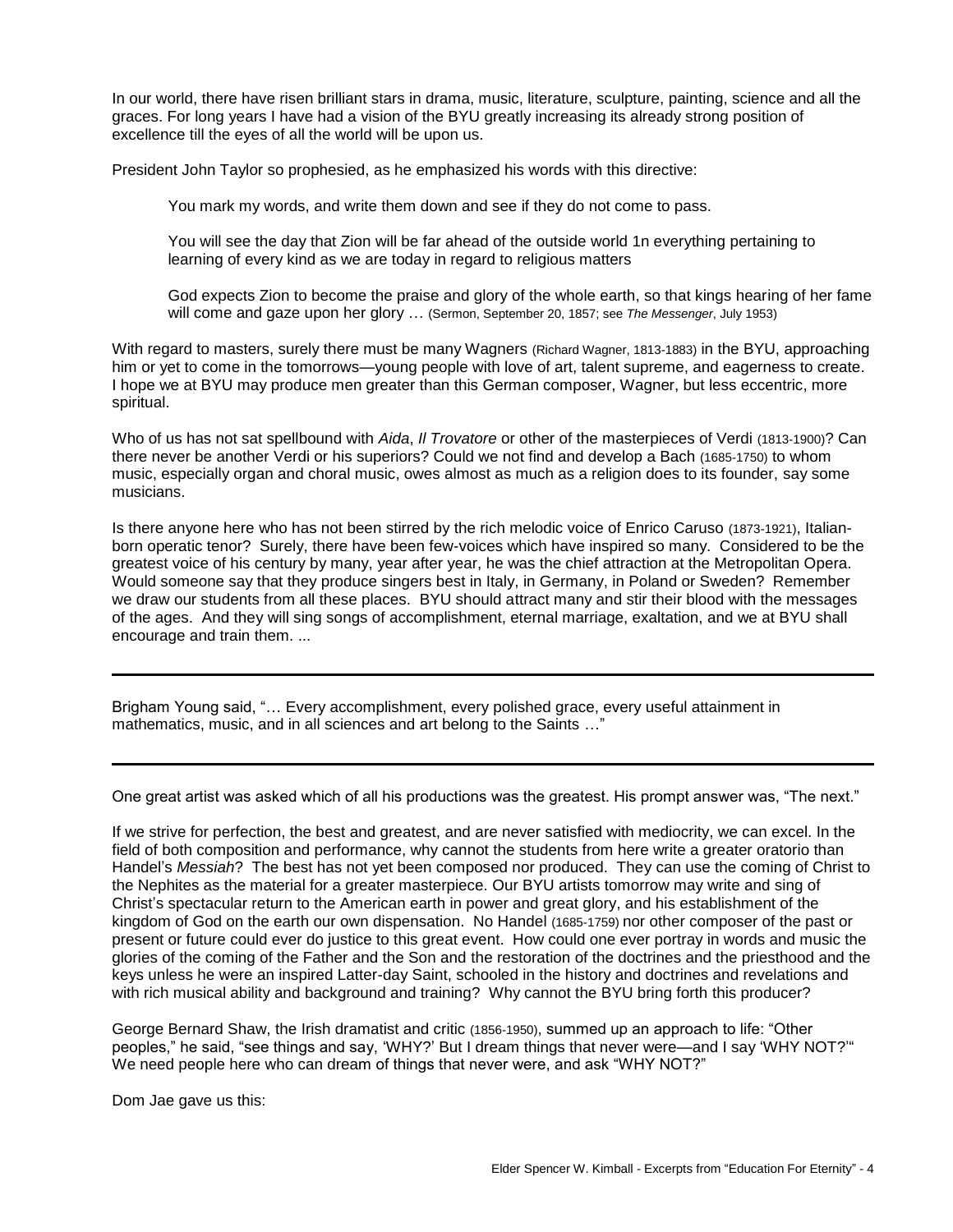In our world, there have risen brilliant stars in drama, music, literature, sculpture, painting, science and all the graces. For long years I have had a vision of the BYU greatly increasing its already strong position of excellence till the eyes of all the world will be upon us.

President John Taylor so prophesied, as he emphasized his words with this directive:

> You mark my words, and write them down and see if they do not come to pass.
>
> You will see the day that Zion will be far ahead of the outside world 1n everything pertaining to learning of every kind as we are today in regard to religious matters
>
> God expects Zion to become the praise and glory of the whole earth, so that kings hearing of her fame will come and gaze upon her glory … (Sermon, September 20, 1857; see *The Messenger*, July 1953)

With regard to masters, surely there must be many Wagners (Richard Wagner, 1813-1883) in the BYU, approaching him or yet to come in the tomorrows—young people with love of art, talent supreme, and eagerness to create. I hope we at BYU may produce men greater than this German composer, Wagner, but less eccentric, more spiritual.

Who of us has not sat spellbound with *Aida*, *Il Trovatore* or other of the masterpieces of Verdi (1813-1900)? Can there never be another Verdi or his superiors? Could we not find and develop a Bach (1685-1750) to whom music, especially organ and choral music, owes almost as much as a religion does to its founder, say some musicians.

Is there anyone here who has not been stirred by the rich melodic voice of Enrico Caruso (1873-1921), Italian-born operatic tenor? Surely, there have been few-voices which have inspired so many. Considered to be the greatest voice of his century by many, year after year, he was the chief attraction at the Metropolitan Opera. Would someone say that they produce singers best in Italy, in Germany, in Poland or Sweden? Remember we draw our students from all these places. BYU should attract many and stir their blood with the messages of the ages. And they will sing songs of accomplishment, eternal marriage, exaltation, and we at BYU shall encourage and train them. ...

---

Brigham Young said, "… Every accomplishment, every polished grace, every useful attainment in mathematics, music, and in all sciences and art belong to the Saints …"

---

One great artist was asked which of all his productions was the greatest. His prompt answer was, "The next."

If we strive for perfection, the best and greatest, and are never satisfied with mediocrity, we can excel. In the field of both composition and performance, why cannot the students from here write a greater oratorio than Handel's *Messiah*? The best has not yet been composed nor produced. They can use the coming of Christ to the Nephites as the material for a greater masterpiece. Our BYU artists tomorrow may write and sing of Christ's spectacular return to the American earth in power and great glory, and his establishment of the kingdom of God on the earth our own dispensation. No Handel (1685-1759) nor other composer of the past or present or future could ever do justice to this great event. How could one ever portray in words and music the glories of the coming of the Father and the Son and the restoration of the doctrines and the priesthood and the keys unless he were an inspired Latter-day Saint, schooled in the history and doctrines and revelations and with rich musical ability and background and training? Why cannot the BYU bring forth this producer?

George Bernard Shaw, the Irish dramatist and critic (1856-1950), summed up an approach to life: "Other peoples," he said, "see things and say, 'WHY?' But I dream things that never were—and I say 'WHY NOT?'" We need people here who can dream of things that never were, and ask "WHY NOT?"

Dom Jae gave us this: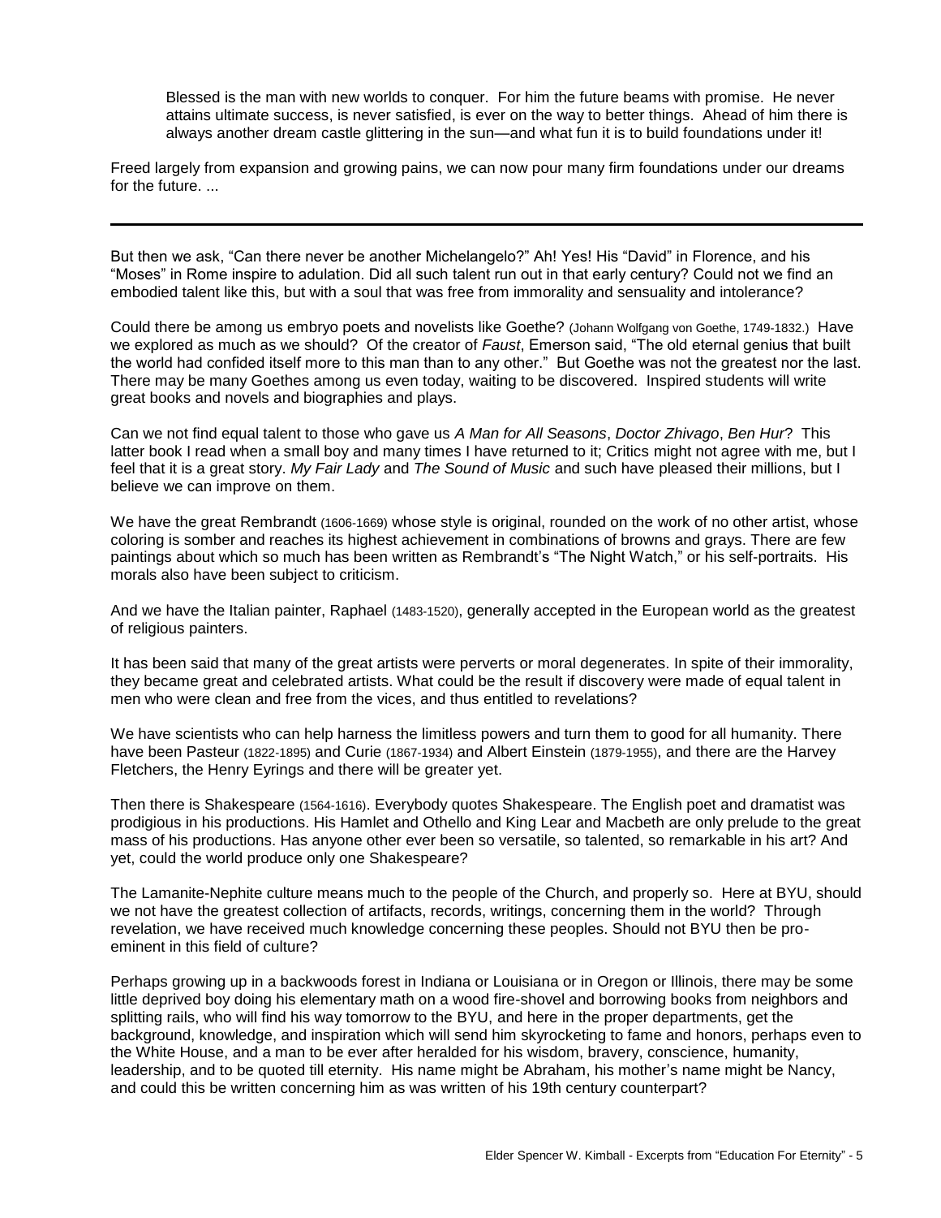> Blessed is the man with new worlds to conquer. For him the future beams with promise. He never attains ultimate success, is never satisfied, is ever on the way to better things. Ahead of him there is always another dream castle glittering in the sun—and what fun it is to build foundations under it!

Freed largely from expansion and growing pains, we can now pour many firm foundations under our dreams for the future. ...

---

But then we ask, "Can there never be another Michelangelo?" Ah! Yes! His "David" in Florence, and his "Moses" in Rome inspire to adulation. Did all such talent run out in that early century? Could not we find an embodied talent like this, but with a soul that was free from immorality and sensuality and intolerance?

Could there be among us embryo poets and novelists like Goethe? (Johann Wolfgang von Goethe, 1749-1832.) Have we explored as much as we should? Of the creator of *Faust*, Emerson said, "The old eternal genius that built the world had confided itself more to this man than to any other." But Goethe was not the greatest nor the last. There may be many Goethes among us even today, waiting to be discovered. Inspired students will write great books and novels and biographies and plays.

Can we not find equal talent to those who gave us *A Man for All Seasons*, *Doctor Zhivago*, *Ben Hur*? This latter book I read when a small boy and many times I have returned to it; Critics might not agree with me, but I feel that it is a great story. *My Fair Lady* and *The Sound of Music* and such have pleased their millions, but I believe we can improve on them.

We have the great Rembrandt (1606-1669) whose style is original, rounded on the work of no other artist, whose coloring is somber and reaches its highest achievement in combinations of browns and grays. There are few paintings about which so much has been written as Rembrandt's "The Night Watch," or his self-portraits. His morals also have been subject to criticism.

And we have the Italian painter, Raphael (1483-1520), generally accepted in the European world as the greatest of religious painters.

It has been said that many of the great artists were perverts or moral degenerates. In spite of their immorality, they became great and celebrated artists. What could be the result if discovery were made of equal talent in men who were clean and free from the vices, and thus entitled to revelations?

We have scientists who can help harness the limitless powers and turn them to good for all humanity. There have been Pasteur (1822-1895) and Curie (1867-1934) and Albert Einstein (1879-1955), and there are the Harvey Fletchers, the Henry Eyrings and there will be greater yet.

Then there is Shakespeare (1564-1616). Everybody quotes Shakespeare. The English poet and dramatist was prodigious in his productions. His Hamlet and Othello and King Lear and Macbeth are only prelude to the great mass of his productions. Has anyone other ever been so versatile, so talented, so remarkable in his art? And yet, could the world produce only one Shakespeare?

The Lamanite-Nephite culture means much to the people of the Church, and properly so. Here at BYU, should we not have the greatest collection of artifacts, records, writings, concerning them in the world? Through revelation, we have received much knowledge concerning these peoples. Should not BYU then be pre-eminent in this field of culture?

Perhaps growing up in a backwoods forest in Indiana or Louisiana or in Oregon or Illinois, there may be some little deprived boy doing his elementary math on a wood fire-shovel and borrowing books from neighbors and splitting rails, who will find his way tomorrow to the BYU, and here in the proper departments, get the background, knowledge, and inspiration which will send him skyrocketing to fame and honors, perhaps even to the White House, and a man to be ever after heralded for his wisdom, bravery, conscience, humanity, leadership, and to be quoted till eternity. His name might be Abraham, his mother's name might be Nancy, and could this be written concerning him as was written of his 19th century counterpart?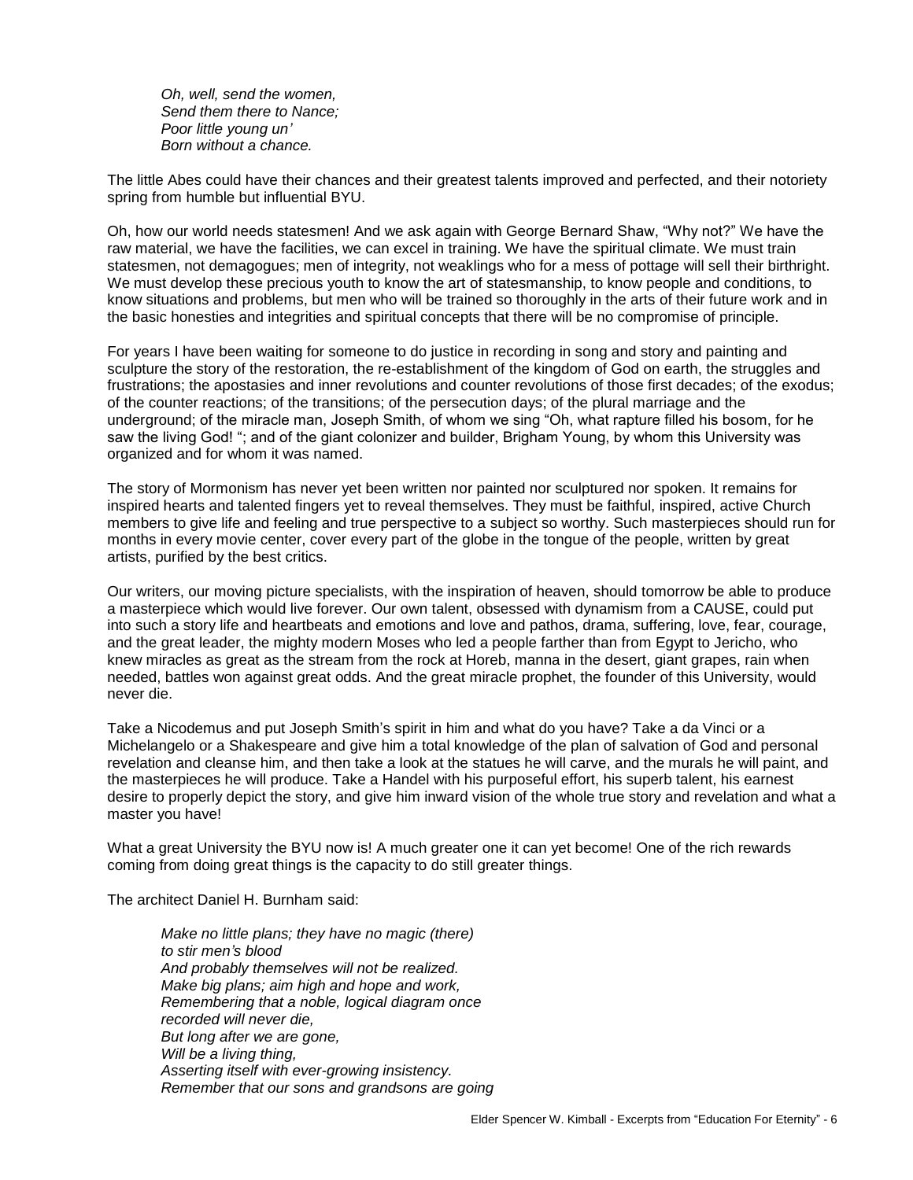*Oh, well, send the women,*
*Send them there to Nance;*
*Poor little young un'*
*Born without a chance.*

The little Abes could have their chances and their greatest talents improved and perfected, and their notoriety spring from humble but influential BYU.

Oh, how our world needs statesmen! And we ask again with George Bernard Shaw, "Why not?" We have the raw material, we have the facilities, we can excel in training. We have the spiritual climate. We must train statesmen, not demagogues; men of integrity, not weaklings who for a mess of pottage will sell their birthright. We must develop these precious youth to know the art of statesmanship, to know people and conditions, to know situations and problems, but men who will be trained so thoroughly in the arts of their future work and in the basic honesties and integrities and spiritual concepts that there will be no compromise of principle.

For years I have been waiting for someone to do justice in recording in song and story and painting and sculpture the story of the restoration, the re-establishment of the kingdom of God on earth, the struggles and frustrations; the apostasies and inner revolutions and counter revolutions of those first decades; of the exodus; of the counter reactions; of the transitions; of the persecution days; of the plural marriage and the underground; of the miracle man, Joseph Smith, of whom we sing "Oh, what rapture filled his bosom, for he saw the living God! "; and of the giant colonizer and builder, Brigham Young, by whom this University was organized and for whom it was named.

The story of Mormonism has never yet been written nor painted nor sculptured nor spoken. It remains for inspired hearts and talented fingers yet to reveal themselves. They must be faithful, inspired, active Church members to give life and feeling and true perspective to a subject so worthy. Such masterpieces should run for months in every movie center, cover every part of the globe in the tongue of the people, written by great artists, purified by the best critics.

Our writers, our moving picture specialists, with the inspiration of heaven, should tomorrow be able to produce a masterpiece which would live forever. Our own talent, obsessed with dynamism from a CAUSE, could put into such a story life and heartbeats and emotions and love and pathos, drama, suffering, love, fear, courage, and the great leader, the mighty modern Moses who led a people farther than from Egypt to Jericho, who knew miracles as great as the stream from the rock at Horeb, manna in the desert, giant grapes, rain when needed, battles won against great odds. And the great miracle prophet, the founder of this University, would never die.

Take a Nicodemus and put Joseph Smith's spirit in him and what do you have? Take a da Vinci or a Michelangelo or a Shakespeare and give him a total knowledge of the plan of salvation of God and personal revelation and cleanse him, and then take a look at the statues he will carve, and the murals he will paint, and the masterpieces he will produce. Take a Handel with his purposeful effort, his superb talent, his earnest desire to properly depict the story, and give him inward vision of the whole true story and revelation and what a master you have!

What a great University the BYU now is! A much greater one it can yet become! One of the rich rewards coming from doing great things is the capacity to do still greater things.

The architect Daniel H. Burnham said:

*Make no little plans; they have no magic (there)*
*to stir men's blood*
*And probably themselves will not be realized.*
*Make big plans; aim high and hope and work,*
*Remembering that a noble, logical diagram once*
*recorded will never die,*
*But long after we are gone,*
*Will be a living thing,*
*Asserting itself with ever-growing insistency.*
*Remember that our sons and grandsons are going*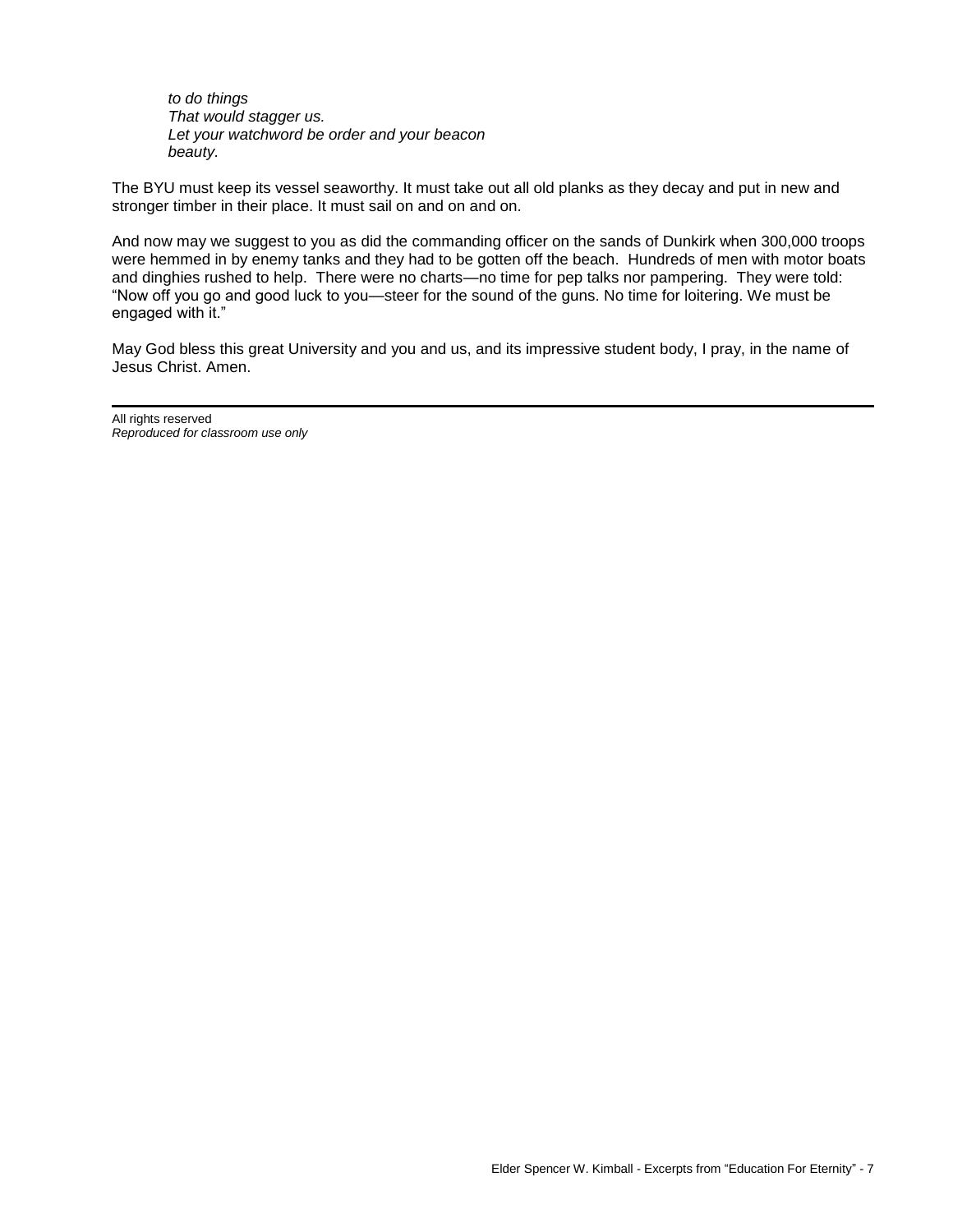*to do things*
*That would stagger us.*
*Let your watchword be order and your beacon*
*beauty.*

The BYU must keep its vessel seaworthy. It must take out all old planks as they decay and put in new and stronger timber in their place. It must sail on and on and on.

And now may we suggest to you as did the commanding officer on the sands of Dunkirk when 300,000 troops were hemmed in by enemy tanks and they had to be gotten off the beach. Hundreds of men with motor boats and dinghies rushed to help. There were no charts—no time for pep talks nor pampering. They were told: "Now off you go and good luck to you—steer for the sound of the guns. No time for loitering. We must be engaged with it."

May God bless this great University and you and us, and its impressive student body, I pray, in the name of Jesus Christ. Amen.

---

All rights reserved
*Reproduced for classroom use only*